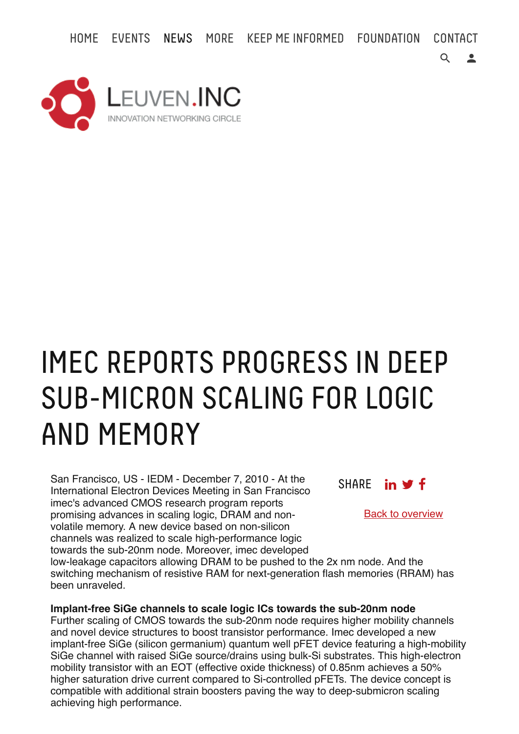HOME EVENTS NEWS MORE KEEP ME INFORMED FOUNDATION CONTACT

LEUVEN.INC

INNOVATION NETWORKING CIRCLE

# IMEC REPORTS PROGRESS IN DEEP SUB-MICRON SCALING FOR LOGIC AND MEMORY

SHARE

Back to overview

San Francisco, US - IEDM - December 7, 2010 - At the International Electron Devices Meeting in San Francisco imec's advanced CMOS research program reports promising advances in scaling logic, DRAM and non-volatile memory. A new device based on non-silicon channels was realized to scale high-performance logic towards the sub-20nm node. Moreover, imec developed low-leakage capacitors allowing DRAM to be pushed to the 2x nm node. And the switching mechanism of resistive RAM for next-generation flash memories (RRAM) has been unraveled.

**Implant-free SiGe channels to scale logic ICs towards the sub-20nm node**
Further scaling of CMOS towards the sub-20nm node requires higher mobility channels and novel device structures to boost transistor performance. Imec developed a new implant-free SiGe (silicon germanium) quantum well pFET device featuring a high-mobility SiGe channel with raised SiGe source/drains using bulk-Si substrates. This high-electron mobility transistor with an EOT (effective oxide thickness) of 0.85nm achieves a 50% higher saturation drive current compared to Si-controlled pFETs. The device concept is compatible with additional strain boosters paving the way to deep-submicron scaling achieving high performance.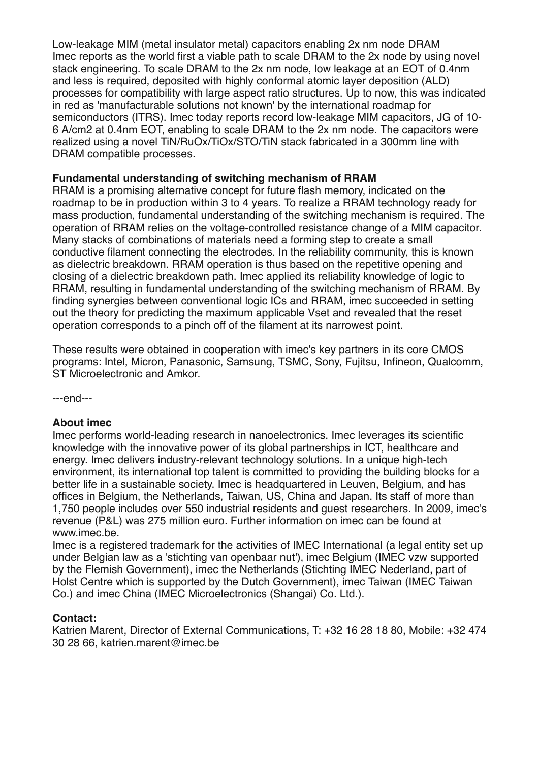Low-leakage MIM (metal insulator metal) capacitors enabling 2x nm node DRAM
Imec reports as the world first a viable path to scale DRAM to the 2x node by using novel stack engineering. To scale DRAM to the 2x nm node, low leakage at an EOT of 0.4nm and less is required, deposited with highly conformal atomic layer deposition (ALD) processes for compatibility with large aspect ratio structures. Up to now, this was indicated in red as 'manufacturable solutions not known' by the international roadmap for semiconductors (ITRS). Imec today reports record low-leakage MIM capacitors, JG of 10-6 A/cm2 at 0.4nm EOT, enabling to scale DRAM to the 2x nm node. The capacitors were realized using a novel TiN/RuOx/TiOx/STO/TiN stack fabricated in a 300mm line with DRAM compatible processes.

**Fundamental understanding of switching mechanism of RRAM**
RRAM is a promising alternative concept for future flash memory, indicated on the roadmap to be in production within 3 to 4 years. To realize a RRAM technology ready for mass production, fundamental understanding of the switching mechanism is required. The operation of RRAM relies on the voltage-controlled resistance change of a MIM capacitor. Many stacks of combinations of materials need a forming step to create a small conductive filament connecting the electrodes. In the reliability community, this is known as dielectric breakdown. RRAM operation is thus based on the repetitive opening and closing of a dielectric breakdown path. Imec applied its reliability knowledge of logic to RRAM, resulting in fundamental understanding of the switching mechanism of RRAM. By finding synergies between conventional logic ICs and RRAM, imec succeeded in setting out the theory for predicting the maximum applicable Vset and revealed that the reset operation corresponds to a pinch off of the filament at its narrowest point.

These results were obtained in cooperation with imec's key partners in its core CMOS programs: Intel, Micron, Panasonic, Samsung, TSMC, Sony, Fujitsu, Infineon, Qualcomm, ST Microelectronic and Amkor.

---end---

**About imec**
Imec performs world-leading research in nanoelectronics. Imec leverages its scientific knowledge with the innovative power of its global partnerships in ICT, healthcare and energy. Imec delivers industry-relevant technology solutions. In a unique high-tech environment, its international top talent is committed to providing the building blocks for a better life in a sustainable society. Imec is headquartered in Leuven, Belgium, and has offices in Belgium, the Netherlands, Taiwan, US, China and Japan. Its staff of more than 1,750 people includes over 550 industrial residents and guest researchers. In 2009, imec's revenue (P&L) was 275 million euro. Further information on imec can be found at www.imec.be.
Imec is a registered trademark for the activities of IMEC International (a legal entity set up under Belgian law as a 'stichting van openbaar nut'), imec Belgium (IMEC vzw supported by the Flemish Government), imec the Netherlands (Stichting IMEC Nederland, part of Holst Centre which is supported by the Dutch Government), imec Taiwan (IMEC Taiwan Co.) and imec China (IMEC Microelectronics (Shangai) Co. Ltd.).

**Contact:**
Katrien Marent, Director of External Communications, T: +32 16 28 18 80, Mobile: +32 474 30 28 66, katrien.marent@imec.be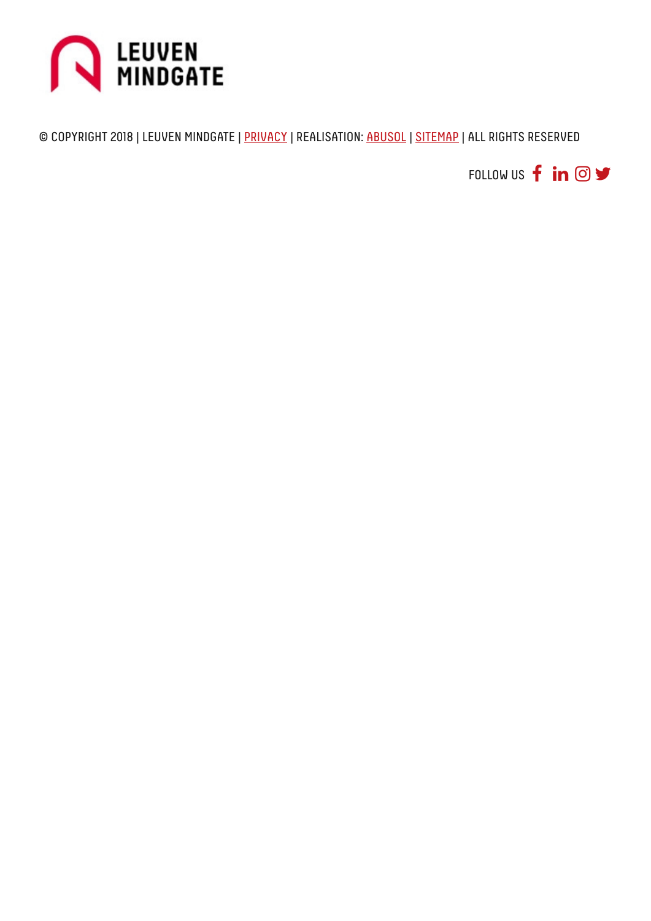LEUVEN MINDGATE

© COPYRIGHT 2018 | LEUVEN MINDGATE | PRIVACY | REALISATION: ABUSOL | SITEMAP | ALL RIGHTS RESERVED

FOLLOW US